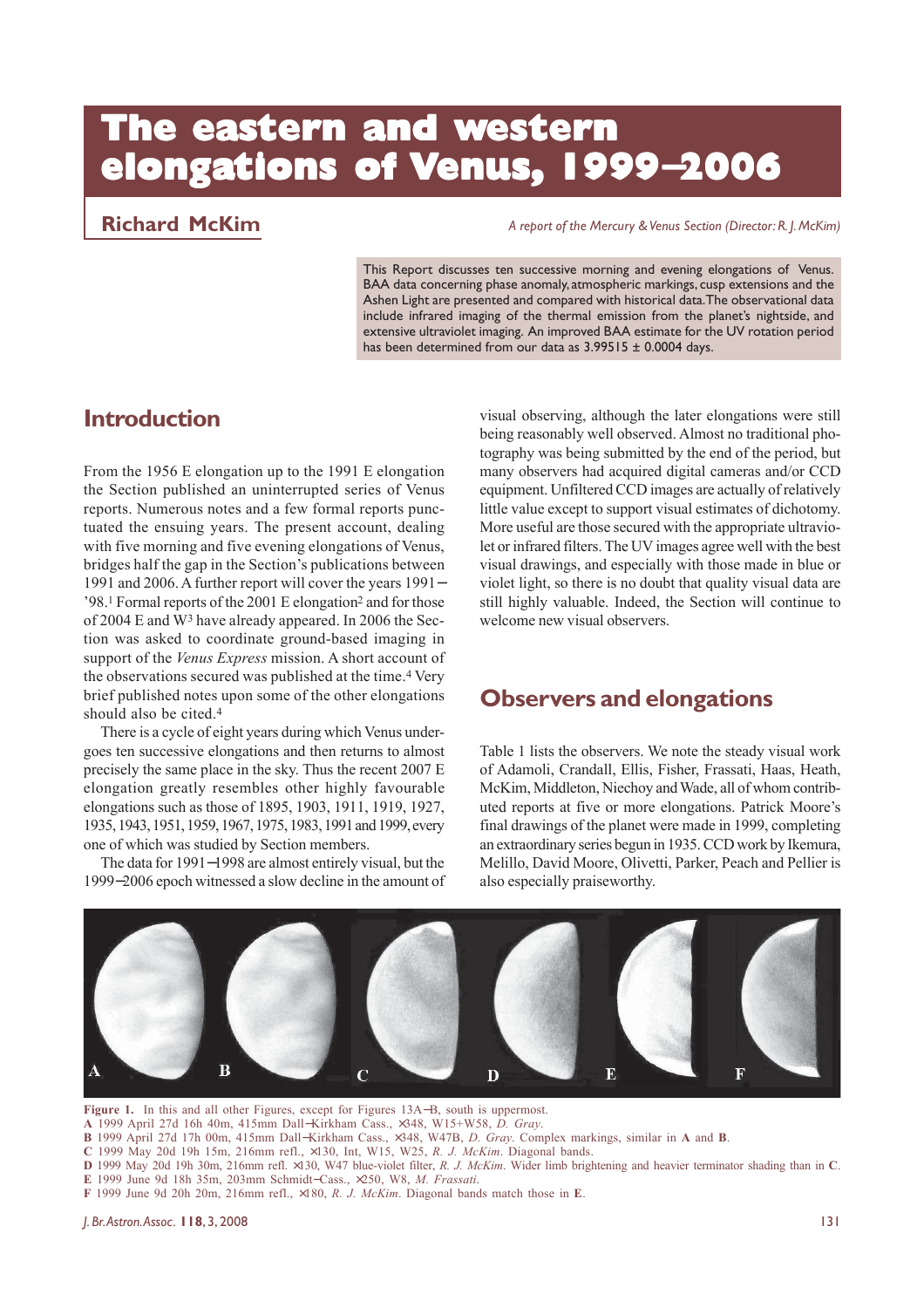# The eastern and western elongations of Venus, 1999–2006

**Richard McKim**

*A report of the Mercury & Venus Section (Director: R. J. McKim)*

This Report discusses ten successive morning and evening elongations of Venus. BAA data concerning phase anomaly, atmospheric markings, cusp extensions and the Ashen Light are presented and compared with historical data. The observational data include infrared imaging of the thermal emission from the planet's nightside, and extensive ultraviolet imaging. An improved BAA estimate for the UV rotation period has been determined from our data as 3.99515 ± 0.0004 days.

## Introduction

From the 1956 E elongation up to the 1991 E elongation the Section published an uninterrupted series of Venus reports. Numerous notes and a few formal reports punctuated the ensuing years. The present account, dealing with five morning and five evening elongations of Venus, bridges half the gap in the Section's publications between 1991 and 2006. A further report will cover the years 1991–'98.[1] Formal reports of the 2001 E elongation[2] and for those of 2004 E and W[3] have already appeared. In 2006 the Section was asked to coordinate ground-based imaging in support of the *Venus Express* mission. A short account of the observations secured was published at the time.[4] Very brief published notes upon some of the other elongations should also be cited.[4]

There is a cycle of eight years during which Venus undergoes ten successive elongations and then returns to almost precisely the same place in the sky. Thus the recent 2007 E elongation greatly resembles other highly favourable elongations such as those of 1895, 1903, 1911, 1919, 1927, 1935, 1943, 1951, 1959, 1967, 1975, 1983, 1991 and 1999, every one of which was studied by Section members.

The data for 1991–1998 are almost entirely visual, but the 1999–2006 epoch witnessed a slow decline in the amount of visual observing, although the later elongations were still being reasonably well observed. Almost no traditional photography was being submitted by the end of the period, but many observers had acquired digital cameras and/or CCD equipment. Unfiltered CCD images are actually of relatively little value except to support visual estimates of dichotomy. More useful are those secured with the appropriate ultraviolet or infrared filters. The UV images agree well with the best visual drawings, and especially with those made in blue or violet light, so there is no doubt that quality visual data are still highly valuable. Indeed, the Section will continue to welcome new visual observers.

## Observers and elongations

Table 1 lists the observers. We note the steady visual work of Adamoli, Crandall, Ellis, Fisher, Frassati, Haas, Heath, McKim, Middleton, Niechoy and Wade, all of whom contributed reports at five or more elongations. Patrick Moore's final drawings of the planet were made in 1999, completing an extraordinary series begun in 1935. CCD work by Ikemura, Melillo, David Moore, Olivetti, Parker, Peach and Pellier is also especially praiseworthy.

**Figure 1.** In this and all other Figures, except for Figures 13A–B, south is uppermost.
**A** 1999 April 27d 16h 40m, 415mm Dall–Kirkham Cass., ×348, W15+W58, *D. Gray*.
**B** 1999 April 27d 17h 00m, 415mm Dall–Kirkham Cass., ×348, W47B, *D. Gray*. Complex markings, similar in **A** and **B**.
**C** 1999 May 20d 19h 15m, 216mm refl., ×130, Int, W15, W25, *R. J. McKim*. Diagonal bands.
**D** 1999 May 20d 19h 30m, 216mm refl. ×130, W47 blue-violet filter, *R. J. McKim*. Wider limb brightening and heavier terminator shading than in **C**.
**E** 1999 June 9d 18h 35m, 203mm Schmidt–Cass., ×250, W8, *M. Frassati*.
**F** 1999 June 9d 20h 20m, 216mm refl., ×180, *R. J. McKim*. Diagonal bands match those in **E**.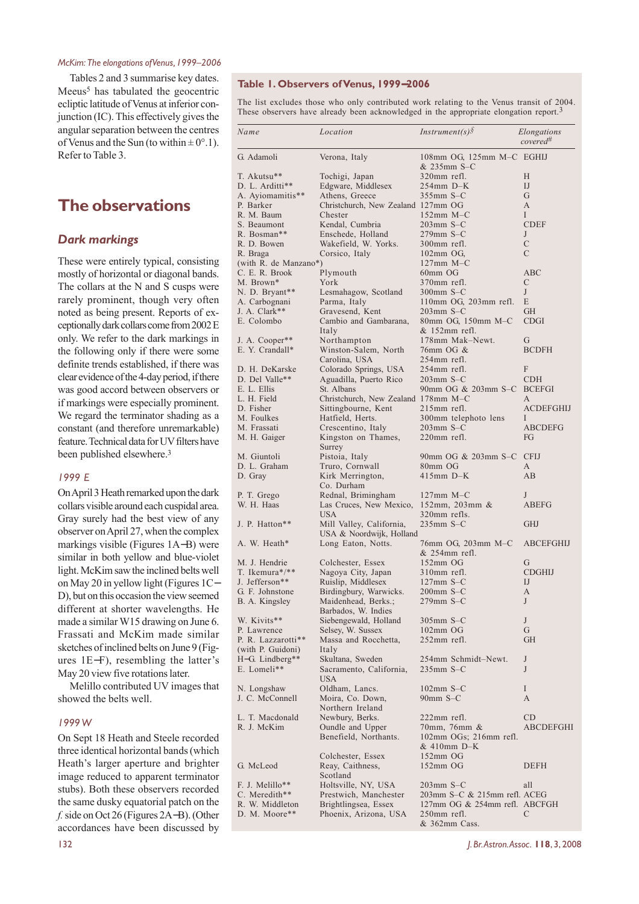Tables 2 and 3 summarise key dates. Meeus[5] has tabulated the geocentric ecliptic latitude of Venus at inferior conjunction (IC). This effectively gives the angular separation between the centres of Venus and the Sun (to within ±0°.1). Refer to Table 3.

## The observations

### Dark markings

These were entirely typical, consisting mostly of horizontal or diagonal bands. The collars at the N and S cusps were rarely prominent, though very often noted as being present. Reports of exceptionally dark collars come from 2002 E only. We refer to the dark markings in the following only if there were some definite trends established, if there was clear evidence of the 4-day period, if there was good accord between observers or if markings were especially prominent. We regard the terminator shading as a constant (and therefore unremarkable) feature. Technical data for UV filters have been published elsewhere.[3]

#### 1999 E

On April 3 Heath remarked upon the dark collars visible around each cuspidal area. Gray surely had the best view of any observer on April 27, when the complex markings visible (Figures 1A–B) were similar in both yellow and blue-violet light. McKim saw the inclined belts well on May 20 in yellow light (Figures 1C–D), but on this occasion the view seemed different at shorter wavelengths. He made a similar W15 drawing on June 6. Frassati and McKim made similar sketches of inclined belts on June 9 (Figures 1E–F), resembling the latter's May 20 view five rotations later.

Melillo contributed UV images that showed the belts well.

#### 1999 W

On Sept 18 Heath and Steele recorded three identical horizontal bands (which Heath's larger aperture and brighter image reduced to apparent terminator stubs). Both these observers recorded the same dusky equatorial patch on the *f.* side on Oct 26 (Figures 2A–B). (Other accordances have been discussed by

**Table 1. Observers of Venus, 1999–2006**

The list excludes those who only contributed work relating to the Venus transit of 2004. These observers have already been acknowledged in the appropriate elongation report.[3]

| *Name* | *Location* | *Instrument(s)*[§] | *Elongations covered*[#] |
|---|---|---|---|
| G. Adamoli | Verona, Italy | 108mm OG, 125mm M–C & 235mm S–C | EGHIJ |
| T. Akutsu** | Tochigi, Japan | 320mm refl. | H |
| D. L. Arditti** | Edgware, Middlesex | 254mm D–K | IJ |
| A. Ayiomamitis** | Athens, Greece | 355mm S–C | G |
| P. Barker | Christchurch, New Zealand | 127mm OG | A |
| R. M. Baum | Chester | 152mm M–C | I |
| S. Beaumont | Kendal, Cumbria | 203mm S–C | CDEF |
| R. Bosman** | Enschede, Holland | 279mm S–C | J |
| R. D. Bowen | Wakefield, W. Yorks. | 300mm refl. | C |
| R. Braga (with R. de Manzano*) | Corsico, Italy | 102mm OG, 127mm M–C | C |
| C. E. R. Brook | Plymouth | 60mm OG | ABC |
| M. Brown* | York | 370mm refl. | C |
| N. D. Bryant** | Lesmahagow, Scotland | 300mm S–C | J |
| A. Carbognani | Parma, Italy | 110mm OG, 203mm refl. | E |
| J. A. Clark** | Gravesend, Kent | 203mm S–C | GH |
| E. Colombo | Cambio and Gambarana, Italy | 80mm OG, 150mm M–C & 152mm refl. | CDGI |
| J. A. Cooper** | Northampton | 178mm Mak–Newt. | G |
| E. Y. Crandall* | Winston-Salem, North Carolina, USA | 76mm OG & 254mm refl. | BCDFH |
| D. H. DeKarske | Colorado Springs, USA | 254mm refl. | F |
| D. Del Valle** | Aguadilla, Puerto Rico | 203mm S–C | CDH |
| E. L. Ellis | St. Albans | 90mm OG & 203mm S–C | BCEFGI |
| L. H. Field | Christchurch, New Zealand | 178mm M–C | A |
| D. Fisher | Sittingbourne, Kent | 215mm refl. | ACDEFGHIJ |
| M. Foulkes | Hatfield, Herts. | 300mm telephoto lens | I |
| M. Frassati | Crescentino, Italy | 203mm S–C | ABCDEFG |
| M. H. Gaiger | Kingston on Thames, Surrey | 220mm refl. | FG |
| M. Giuntoli | Pistoia, Italy | 90mm OG & 203mm S–C | CFIJ |
| D. L. Graham | Truro, Cornwall | 80mm OG | A |
| D. Gray | Kirk Merrington, Co. Durham | 415mm D–K | AB |
| P. T. Grego | Rednal, Brimingham | 127mm M–C | J |
| W. H. Haas | Las Cruces, New Mexico, USA | 152mm, 203mm & 320mm refls. | ABEFG |
| J. P. Hatton** | Mill Valley, California, USA & Noordwijk, Holland | 235mm S–C | GHJ |
| A. W. Heath* | Long Eaton, Notts. | 76mm OG, 203mm M–C & 254mm refl. | ABCEFGHIJ |
| M. J. Hendrie | Colchester, Essex | 152mm OG | G |
| T. Ikemura*/** | Nagoya City, Japan | 310mm refl. | CDGHIJ |
| J. Jefferson** | Ruislip, Middlesex | 127mm S–C | IJ |
| G. F. Johnstone | Birdingbury, Warwicks. | 200mm S–C | A |
| B. A. Kingsley | Maidenhead, Berks.; Barbados, W. Indies | 279mm S–C | J |
| W. Kivits** | Siebengewald, Holland | 305mm S–C | J |
| P. Lawrence | Selsey, W. Sussex | 102mm OG | G |
| P. R. Lazzarotti** (with P. Guidoni) | Massa and Rocchetta, Italy | 252mm refl. | GH |
| H-G. Lindberg** | Skultana, Sweden | 254mm Schmidt–Newt. | J |
| E. Lomeli** | Sacramento, California, USA | 235mm S–C | J |
| N. Longshaw | Oldham, Lancs. | 102mm S–C | I |
| J. C. McConnell | Moira, Co. Down, Northern Ireland | 90mm S–C | A |
| L. T. Macdonald | Newbury, Berks. | 222mm refl. | CD |
| R. J. McKim | Oundle and Upper Benefield, Northants. | 70mm, 76mm & 102mm OGs; 216mm refl. & 410mm D–K | ABCDEFGHI |
| | Colchester, Essex | 152mm OG | |
| G. McLeod | Reay, Caithness, Scotland | 152mm OG | DEFH |
| F. J. Melillo** | Holtsville, NY, USA | 203mm S–C | all |
| C. Meredith** | Prestwich, Manchester | 203mm S–C & 215mm refl. | ACEG |
| R. W. Middleton | Brightlingsea, Essex | 127mm OG & 254mm refl. | ABCFGH |
| D. M. Moore** | Phoenix, Arizona, USA | 250mm refl. & 362mm Cass. | C |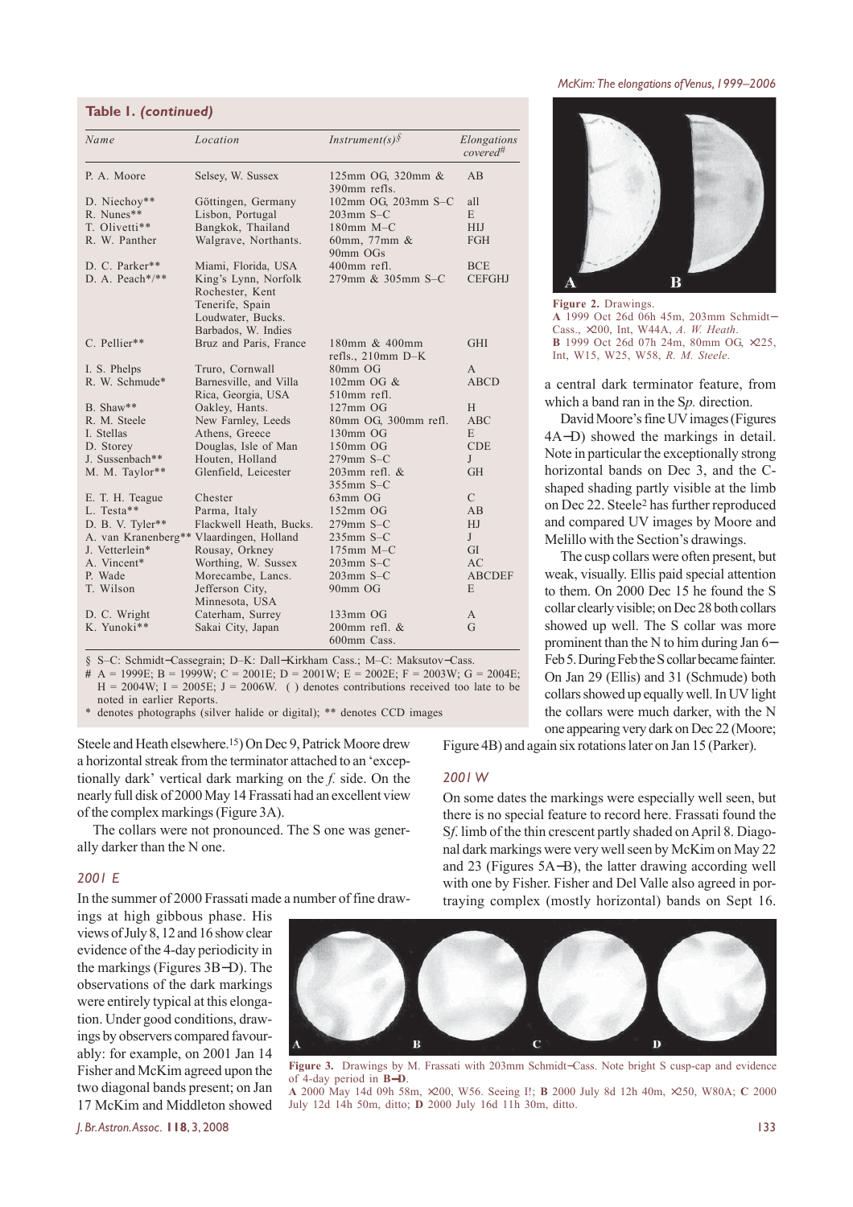**Table 1. *(continued)***

| *Name* | *Location* | *Instrument(s)*§ | *Elongations covered*# |
|---|---|---|---|
| P. A. Moore | Selsey, W. Sussex | 125mm OG, 320mm & 390mm refls. | AB |
| D. Niechoy** | Göttingen, Germany | 102mm OG, 203mm S–C | all |
| R. Nunes** | Lisbon, Portugal | 203mm S–C | E |
| T. Olivetti** | Bangkok, Thailand | 180mm M–C | HIJ |
| R. W. Panther | Walgrave, Northants. | 60mm, 77mm & 90mm OGs | FGH |
| D. C. Parker** | Miami, Florida, USA | 400mm refl. | BCE |
| D. A. Peach*/** | King's Lynn, Norfolk Rochester, Kent Tenerife, Spain Loudwater, Bucks. Barbados, W. Indies | 279mm & 305mm S–C | CEFGHJ |
| C. Pellier** | Bruz and Paris, France | 180mm & 400mm refls., 210mm D–K | GHI |
| I. S. Phelps | Truro, Cornwall | 80mm OG | A |
| R. W. Schmude* | Barnesville, and Villa Rica, Georgia, USA | 102mm OG & 510mm refl. | ABCD |
| B. Shaw** | Oakley, Hants. | 127mm OG | H |
| R. M. Steele | New Farnley, Leeds | 80mm OG, 300mm refl. | ABC |
| I. Stellas | Athens, Greece | 130mm OG | E |
| D. Storey | Douglas, Isle of Man | 150mm OG | CDE |
| J. Sussenbach** | Houten, Holland | 279mm S–C | J |
| M. M. Taylor** | Glenfield, Leicester | 203mm refl. & 355mm S–C | GH |
| E. T. H. Teague | Chester | 63mm OG | C |
| L. Testa** | Parma, Italy | 152mm OG | AB |
| D. B. V. Tyler** | Flackwell Heath, Bucks. | 279mm S–C | HJ |
| A. van Kranenberg** | Vlaardingen, Holland | 235mm S–C | J |
| J. Vetterlein* | Rousay, Orkney | 175mm M–C | GI |
| A. Vincent* | Worthing, W. Sussex | 203mm S–C | AC |
| P. Wade | Morecambe, Lancs. | 203mm S–C | ABCDEF |
| T. Wilson | Jefferson City, Minnesota, USA | 90mm OG | E |
| D. C. Wright | Caterham, Surrey | 133mm OG | A |
| K. Yunoki** | Sakai City, Japan | 200mm refl. & 600mm Cass. | G |

§ S–C: Schmidt–Cassegrain; D–K: Dall–Kirkham Cass.; M–C: Maksutov–Cass.
\# A = 1999E; B = 1999W; C = 2001E; D = 2001W; E = 2002E; F = 2003W; G = 2004E; H = 2004W; I = 2005E; J = 2006W. ( ) denotes contributions received too late to be noted in earlier Reports.
\* denotes photographs (silver halide or digital); ** denotes CCD images

Steele and Heath elsewhere.[15]) On Dec 9, Patrick Moore drew a horizontal streak from the terminator attached to an 'exceptionally dark' vertical dark marking on the *f.* side. On the nearly full disk of 2000 May 14 Frassati had an excellent view of the complex markings (Figure 3A).

The collars were not pronounced. The S one was generally darker than the N one.

### *2001 E*

In the summer of 2000 Frassati made a number of fine drawings at high gibbous phase. His views of July 8, 12 and 16 show clear evidence of the 4-day periodicity in the markings (Figures 3B–D). The observations of the dark markings were entirely typical at this elongation. Under good conditions, drawings by observers compared favourably: for example, on 2001 Jan 14 Fisher and McKim agreed upon the two diagonal bands present; on Jan 17 McKim and Middleton showed a central dark terminator feature, from which a band ran in the S*p.* direction.

**Figure 2.** Drawings.
**A** 1999 Oct 26d 06h 45m, 203mm Schmidt–Cass., ×200, Int, W44A, *A. W. Heath*.
**B** 1999 Oct 26d 07h 24m, 80mm OG, ×225, Int, W15, W25, W58, *R. M. Steele*.

David Moore's fine UV images (Figures 4A–D) showed the markings in detail. Note in particular the exceptionally strong horizontal bands on Dec 3, and the C-shaped shading partly visible at the limb on Dec 22. Steele[2] has further reproduced and compared UV images by Moore and Melillo with the Section's drawings.

The cusp collars were often present, but weak, visually. Ellis paid special attention to them. On 2000 Dec 15 he found the S collar clearly visible; on Dec 28 both collars showed up well. The S collar was more prominent than the N to him during Jan 6–Feb 5. During Feb the S collar became fainter. On Jan 29 (Ellis) and 31 (Schmude) both collars showed up equally well. In UV light the collars were much darker, with the N one appearing very dark on Dec 22 (Moore; Figure 4B) and again six rotations later on Jan 15 (Parker).

### *2001 W*

On some dates the markings were especially well seen, but there is no special feature to record here. Frassati found the S*f.* limb of the thin crescent partly shaded on April 8. Diagonal dark markings were very well seen by McKim on May 22 and 23 (Figures 5A–B), the latter drawing according well with one by Fisher. Fisher and Del Valle also agreed in portraying complex (mostly horizontal) bands on Sept 16.

**Figure 3.** Drawings by M. Frassati with 203mm Schmidt–Cass. Note bright S cusp-cap and evidence of 4-day period in **B–D**.
**A** 2000 May 14d 09h 58m, ×200, W56. Seeing I!; **B** 2000 July 8d 12h 40m, ×250, W80A; **C** 2000 July 12d 14h 50m, ditto; **D** 2000 July 16d 11h 30m, ditto.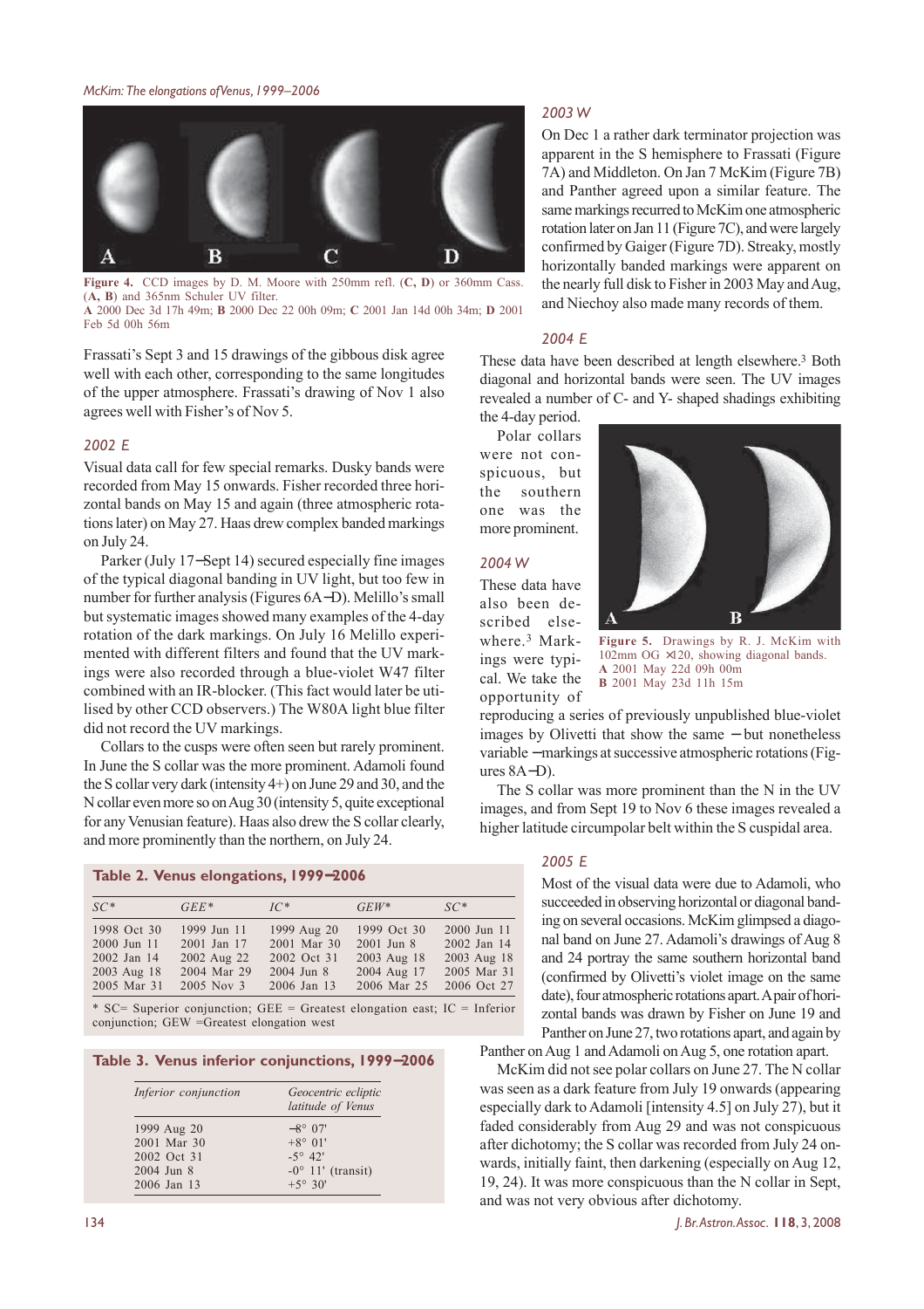Figure 4. CCD images by D. M. Moore with 250mm refl. (**C**, **D**) or 360mm Cass. (**A**, **B**) and 365nm Schuler UV filter.
**A** 2000 Dec 3d 17h 49m; **B** 2000 Dec 22 00h 09m; **C** 2001 Jan 14d 00h 34m; **D** 2001 Feb 5d 00h 56m

Frassati's Sept 3 and 15 drawings of the gibbous disk agree well with each other, corresponding to the same longitudes of the upper atmosphere. Frassati's drawing of Nov 1 also agrees well with Fisher's of Nov 5.

### *2002 E*

Visual data call for few special remarks. Dusky bands were recorded from May 15 onwards. Fisher recorded three horizontal bands on May 15 and again (three atmospheric rotations later) on May 27. Haas drew complex banded markings on July 24.

Parker (July 17–Sept 14) secured especially fine images of the typical diagonal banding in UV light, but too few in number for further analysis (Figures 6A–D). Melillo's small but systematic images showed many examples of the 4-day rotation of the dark markings. On July 16 Melillo experimented with different filters and found that the UV markings were also recorded through a blue-violet W47 filter combined with an IR-blocker. (This fact would later be utilised by other CCD observers.) The W80A light blue filter did not record the UV markings.

Collars to the cusps were often seen but rarely prominent. In June the S collar was the more prominent. Adamoli found the S collar very dark (intensity 4+) on June 29 and 30, and the N collar even more so on Aug 30 (intensity 5, quite exceptional for any Venusian feature). Haas also drew the S collar clearly, and more prominently than the northern, on July 24.

**Table 2. Venus elongations, 1999–2006**

| *SC\** | *GEE\** | *IC\** | *GEW\** | *SC\** |
|---|---|---|---|---|
| 1998 Oct 30 | 1999 Jun 11 | 1999 Aug 20 | 1999 Oct 30 | 2000 Jun 11 |
| 2000 Jun 11 | 2001 Jan 17 | 2001 Mar 30 | 2001 Jun 8 | 2002 Jan 14 |
| 2002 Jan 14 | 2002 Aug 22 | 2002 Oct 31 | 2003 Aug 18 | 2003 Aug 18 |
| 2003 Aug 18 | 2004 Mar 29 | 2004 Jun 8 | 2004 Aug 17 | 2005 Mar 31 |
| 2005 Mar 31 | 2005 Nov 3 | 2006 Jan 13 | 2006 Mar 25 | 2006 Oct 27 |

\* SC= Superior conjunction; GEE = Greatest elongation east; IC = Inferior conjunction; GEW =Greatest elongation west

**Table 3. Venus inferior conjunctions, 1999–2006**

| *Inferior conjunction* | *Geocentric ecliptic latitude of Venus* |
|---|---|
| 1999 Aug 20 | −8° 07' |
| 2001 Mar 30 | +8° 01' |
| 2002 Oct 31 | -5° 42' |
| 2004 Jun 8 | -0° 11' (transit) |
| 2006 Jan 13 | +5° 30' |

### *2003 W*

On Dec 1 a rather dark terminator projection was apparent in the S hemisphere to Frassati (Figure 7A) and Middleton. On Jan 7 McKim (Figure 7B) and Panther agreed upon a similar feature. The same markings recurred to McKim one atmospheric rotation later on Jan 11 (Figure 7C), and were largely confirmed by Gaiger (Figure 7D). Streaky, mostly horizontally banded markings were apparent on the nearly full disk to Fisher in 2003 May and Aug, and Niechoy also made many records of them.

### *2004 E*

These data have been described at length elsewhere.[3] Both diagonal and horizontal bands were seen. The UV images revealed a number of C- and Y- shaped shadings exhibiting the 4-day period.

Polar collars were not conspicuous, but the southern one was the more prominent.

Figure 5. Drawings by R. J. McKim with 102mm OG ×120, showing diagonal bands.
**A** 2001 May 22d 09h 00m
**B** 2001 May 23d 11h 15m

### *2004 W*

These data have also been described elsewhere.[3] Markings were typical. We take the opportunity of reproducing a series of previously unpublished blue-violet images by Olivetti that show the same – but nonetheless variable –markings at successive atmospheric rotations (Figures 8A–D).

The S collar was more prominent than the N in the UV images, and from Sept 19 to Nov 6 these images revealed a higher latitude circumpolar belt within the S cuspidal area.

### *2005 E*

Most of the visual data were due to Adamoli, who succeeded in observing horizontal or diagonal banding on several occasions. McKim glimpsed a diagonal band on June 27. Adamoli's drawings of Aug 8 and 24 portray the same southern horizontal band (confirmed by Olivetti's violet image on the same date), four atmospheric rotations apart. A pair of horizontal bands was drawn by Fisher on June 19 and Panther on June 27, two rotations apart, and again by Panther on Aug 1 and Adamoli on Aug 5, one rotation apart.

McKim did not see polar collars on June 27. The N collar was seen as a dark feature from July 19 onwards (appearing especially dark to Adamoli [intensity 4.5] on July 27), but it faded considerably from Aug 29 and was not conspicuous after dichotomy; the S collar was recorded from July 24 onwards, initially faint, then darkening (especially on Aug 12, 19, 24). It was more conspicuous than the N collar in Sept, and was not very obvious after dichotomy.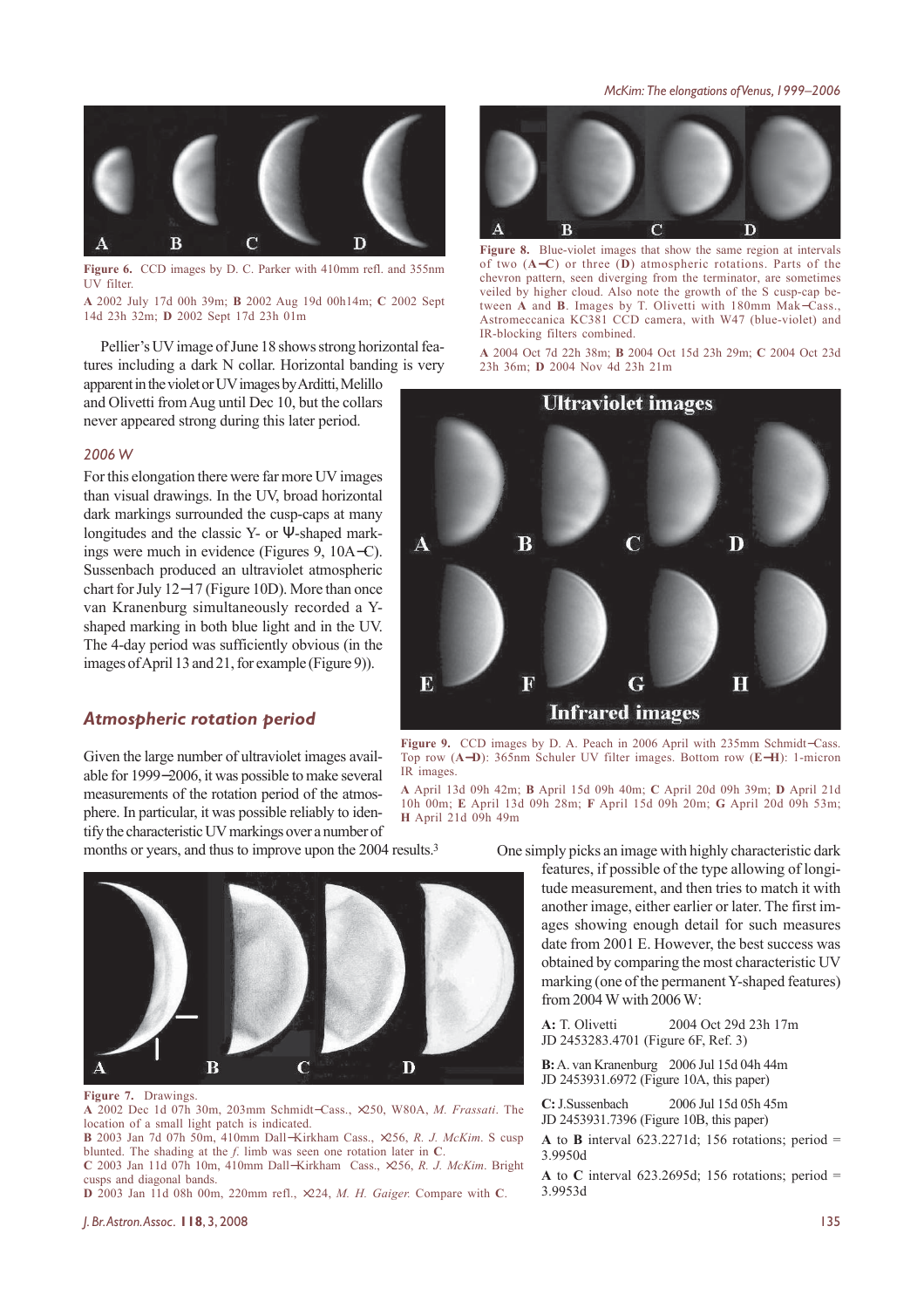**Figure 6.** CCD images by D. C. Parker with 410mm refl. and 355nm UV filter.

**A** 2002 July 17d 00h 39m; **B** 2002 Aug 19d 00h14m; **C** 2002 Sept 14d 23h 32m; **D** 2002 Sept 17d 23h 01m

**Figure 8.** Blue-violet images that show the same region at intervals of two (**A–C**) or three (**D**) atmospheric rotations. Parts of the chevron pattern, seen diverging from the terminator, are sometimes veiled by higher cloud. Also note the growth of the S cusp-cap between **A** and **B**. Images by T. Olivetti with 180mm Mak–Cass., Astromeccanica KC381 CCD camera, with W47 (blue-violet) and IR-blocking filters combined.

**A** 2004 Oct 7d 22h 38m; **B** 2004 Oct 15d 23h 29m; **C** 2004 Oct 23d 23h 36m; **D** 2004 Nov 4d 23h 21m

Pellier's UV image of June 18 shows strong horizontal features including a dark N collar. Horizontal banding is very apparent in the violet or UV images by Arditti, Melillo and Olivetti from Aug until Dec 10, but the collars never appeared strong during this later period.

### *2006 W*

For this elongation there were far more UV images than visual drawings. In the UV, broad horizontal dark markings surrounded the cusp-caps at many longitudes and the classic Y- or Ψ-shaped markings were much in evidence (Figures 9, 10A–C). Sussenbach produced an ultraviolet atmospheric chart for July 12–17 (Figure 10D). More than once van Kranenburg simultaneously recorded a Y-shaped marking in both blue light and in the UV. The 4-day period was sufficiently obvious (in the images of April 13 and 21, for example (Figure 9)).

**Figure 9.** CCD images by D. A. Peach in 2006 April with 235mm Schmidt–Cass. Top row (**A–D**): 365nm Schuler UV filter images. Bottom row (**E–H**): 1-micron IR images.

**A** April 13d 09h 42m; **B** April 15d 09h 40m; **C** April 20d 09h 39m; **D** April 21d 10h 00m; **E** April 13d 09h 28m; **F** April 15d 09h 20m; **G** April 20d 09h 53m; **H** April 21d 09h 49m

## *Atmospheric rotation period*

Given the large number of ultraviolet images available for 1999–2006, it was possible to make several measurements of the rotation period of the atmosphere. In particular, it was possible reliably to identify the characteristic UV markings over a number of months or years, and thus to improve upon the 2004 results.[3]

One simply picks an image with highly characteristic dark features, if possible of the type allowing of longitude measurement, and then tries to match it with another image, either earlier or later. The first images showing enough detail for such measures date from 2001 E. However, the best success was obtained by comparing the most characteristic UV marking (one of the permanent Y-shaped features) from 2004 W with 2006 W:

**A:** T. Olivetti 2004 Oct 29d 23h 17m
JD 2453283.4701 (Figure 6F, Ref. 3)

**B:** A. van Kranenburg 2006 Jul 15d 04h 44m
JD 2453931.6972 (Figure 10A, this paper)

**C:** J.Sussenbach 2006 Jul 15d 05h 45m
JD 2453931.7396 (Figure 10B, this paper)

**A** to **B** interval 623.2271d; 156 rotations; period = 3.9950d

**A** to **C** interval 623.2695d; 156 rotations; period = 3.9953d

**Figure 7.** Drawings.
**A** 2002 Dec 1d 07h 30m, 203mm Schmidt–Cass., ×250, W80A, *M. Frassati*. The location of a small light patch is indicated.
**B** 2003 Jan 7d 07h 50m, 410mm Dall–Kirkham Cass., ×256, *R. J. McKim*. S cusp blunted. The shading at the *f.* limb was seen one rotation later in **C**.
**C** 2003 Jan 11d 07h 10m, 410mm Dall–Kirkham Cass., ×256, *R. J. McKim*. Bright cusps and diagonal bands.
**D** 2003 Jan 11d 08h 00m, 220mm refl., ×224, *M. H. Gaiger*. Compare with **C**.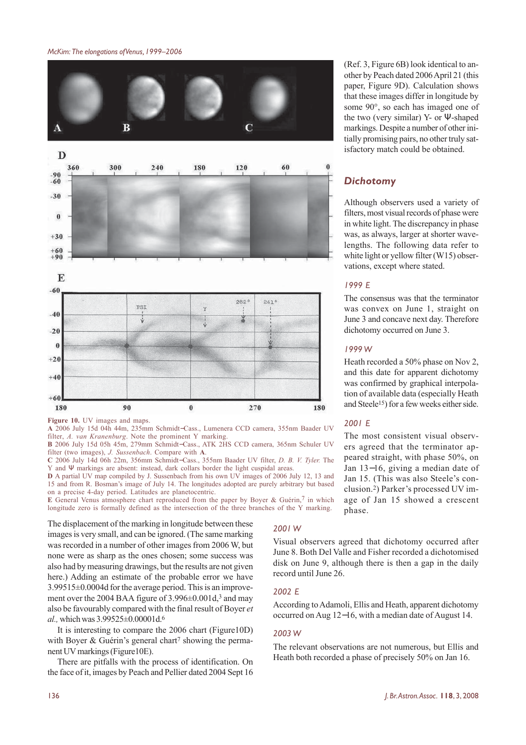**Figure 10.** UV images and maps.
**A** 2006 July 15d 04h 44m, 235mm Schmidt–Cass., Lumenera CCD camera, 355nm Baader UV filter, *A. van Kranenburg*. Note the prominent Y marking.
**B** 2006 July 15d 05h 45m, 279mm Schmidt–Cass., ATK 2HS CCD camera, 365nm Schuler UV filter (two images), *J. Sussenbach*. Compare with **A**.
**C** 2006 July 14d 06h 22m, 356mm Schmidt–Cass., 355nm Baader UV filter, *D. B. V. Tyler.* The Y and Ψ markings are absent: instead, dark collars border the light cuspidal areas.
**D** A partial UV map compiled by J. Sussenbach from his own UV images of 2006 July 12, 13 and 15 and from R. Bosman's image of July 14. The longitudes adopted are purely arbitrary but based on a precise 4-day period. Latitudes are planetocentric.
**E** General Venus atmosphere chart reproduced from the paper by Boyer & Guérin,[7] in which longitude zero is formally defined as the intersection of the three branches of the Y marking.

The displacement of the marking in longitude between these images is very small, and can be ignored. (The same marking was recorded in a number of other images from 2006 W, but none were as sharp as the ones chosen; some success was also had by measuring drawings, but the results are not given here.) Adding an estimate of the probable error we have 3.99515±0.0004d for the average period. This is an improvement over the 2004 BAA figure of 3.996±0.001d,[3] and may also be favourably compared with the final result of Boyer *et al.,* which was 3.99525±0.00001d.[6]

It is interesting to compare the 2006 chart (Figure10D) with Boyer & Guérin's general chart[7] showing the permanent UV markings (Figure10E).

There are pitfalls with the process of identification. On the face of it, images by Peach and Pellier dated 2004 Sept 16 (Ref. 3, Figure 6B) look identical to another by Peach dated 2006 April 21 (this paper, Figure 9D). Calculation shows that these images differ in longitude by some 90°, so each has imaged one of the two (very similar) Y- or Ψ-shaped markings. Despite a number of other initially promising pairs, no other truly satisfactory match could be obtained.

## Dichotomy

Although observers used a variety of filters, most visual records of phase were in white light. The discrepancy in phase was, as always, larger at shorter wavelengths. The following data refer to white light or yellow filter (W15) observations, except where stated.

### *1999 E*

The consensus was that the terminator was convex on June 1, straight on June 3 and concave next day. Therefore dichotomy occurred on June 3.

### *1999 W*

Heath recorded a 50% phase on Nov 2, and this date for apparent dichotomy was confirmed by graphical interpolation of available data (especially Heath and Steele[15]) for a few weeks either side.

### *2001 E*

The most consistent visual observers agreed that the terminator appeared straight, with phase 50%, on Jan 13–16, giving a median date of Jan 15. (This was also Steele's conclusion.[2]) Parker's processed UV image of Jan 15 showed a crescent phase.

### *2001 W*

Visual observers agreed that dichotomy occurred after June 8. Both Del Valle and Fisher recorded a dichotomised disk on June 9, although there is then a gap in the daily record until June 26.

### *2002 E*

According to Adamoli, Ellis and Heath, apparent dichotomy occurred on Aug 12–16, with a median date of August 14.

### *2003 W*

The relevant observations are not numerous, but Ellis and Heath both recorded a phase of precisely 50% on Jan 16.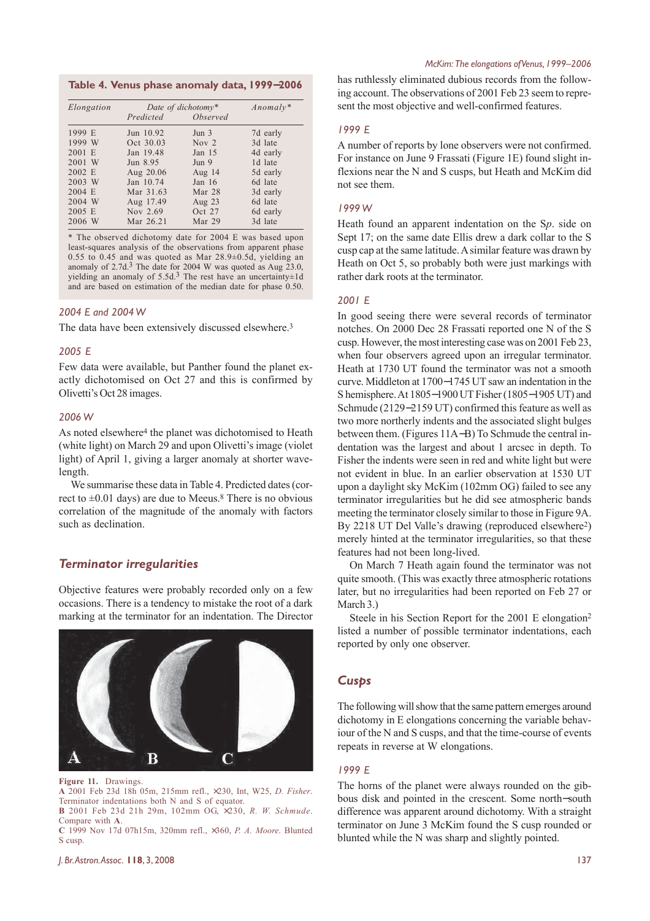**Table 4. Venus phase anomaly data, 1999–2006**

| Elongation | Date of dichotomy* | | Anomaly* |
|---|---|---|---|
| | Predicted | Observed | |
| 1999 E | Jun 10.92 | Jun 3 | 7d early |
| 1999 W | Oct 30.03 | Nov 2 | 3d late |
| 2001 E | Jan 19.48 | Jan 15 | 4d early |
| 2001 W | Jun 8.95 | Jun 9 | 1d late |
| 2002 E | Aug 20.06 | Aug 14 | 5d early |
| 2003 W | Jan 10.74 | Jan 16 | 6d late |
| 2004 E | Mar 31.63 | Mar 28 | 3d early |
| 2004 W | Aug 17.49 | Aug 23 | 6d late |
| 2005 E | Nov 2.69 | Oct 27 | 6d early |
| 2006 W | Mar 26.21 | Mar 29 | 3d late |

\* The observed dichotomy date for 2004 E was based upon least-squares analysis of the observations from apparent phase 0.55 to 0.45 and was quoted as Mar 28.9±0.5d, yielding an anomaly of 2.7d.[3] The date for 2004 W was quoted as Aug 23.0, yielding an anomaly of 5.5d.[3] The rest have an uncertainty±1d and are based on estimation of the median date for phase 0.50.

### 2004 E and 2004 W

The data have been extensively discussed elsewhere.[3]

### 2005 E

Few data were available, but Panther found the planet exactly dichotomised on Oct 27 and this is confirmed by Olivetti's Oct 28 images.

### 2006 W

As noted elsewhere[4] the planet was dichotomised to Heath (white light) on March 29 and upon Olivetti's image (violet light) of April 1, giving a larger anomaly at shorter wavelength.

We summarise these data in Table 4. Predicted dates (correct to ±0.01 days) are due to Meeus.[8] There is no obvious correlation of the magnitude of the anomaly with factors such as declination.

## Terminator irregularities

Objective features were probably recorded only on a few occasions. There is a tendency to mistake the root of a dark marking at the terminator for an indentation. The Director has ruthlessly eliminated dubious records from the following account. The observations of 2001 Feb 23 seem to represent the most objective and well-confirmed features.

**Figure 11.** Drawings.
**A** 2001 Feb 23d 18h 05m, 215mm refl., ×230, Int, W25, *D. Fisher*. Terminator indentations both N and S of equator.
**B** 2001 Feb 23d 21h 29m, 102mm OG, ×230, *R. W. Schmude*. Compare with **A**.
**C** 1999 Nov 17d 07h15m, 320mm refl., ×360, *P. A. Moore*. Blunted S cusp.

### 1999 E

A number of reports by lone observers were not confirmed. For instance on June 9 Frassati (Figure 1E) found slight inflexions near the N and S cusps, but Heath and McKim did not see them.

### 1999 W

Heath found an apparent indentation on the S*p*. side on Sept 17; on the same date Ellis drew a dark collar to the S cusp cap at the same latitude. A similar feature was drawn by Heath on Oct 5, so probably both were just markings with rather dark roots at the terminator.

### 2001 E

In good seeing there were several records of terminator notches. On 2000 Dec 28 Frassati reported one N of the S cusp. However, the most interesting case was on 2001 Feb 23, when four observers agreed upon an irregular terminator. Heath at 1730 UT found the terminator was not a smooth curve. Middleton at 1700–1745 UT saw an indentation in the S hemisphere. At 1805–1900 UT Fisher (1805–1905 UT) and Schmude (2129–2159 UT) confirmed this feature as well as two more northerly indents and the associated slight bulges between them. (Figures 11A–B) To Schmude the central indentation was the largest and about 1 arcsec in depth. To Fisher the indents were seen in red and white light but were not evident in blue. In an earlier observation at 1530 UT upon a daylight sky McKim (102mm OG) failed to see any terminator irregularities but he did see atmospheric bands meeting the terminator closely similar to those in Figure 9A. By 2218 UT Del Valle's drawing (reproduced elsewhere[2]) merely hinted at the terminator irregularities, so that these features had not been long-lived.

On March 7 Heath again found the terminator was not quite smooth. (This was exactly three atmospheric rotations later, but no irregularities had been reported on Feb 27 or March 3.)

Steele in his Section Report for the 2001 E elongation[2] listed a number of possible terminator indentations, each reported by only one observer.

## Cusps

The following will show that the same pattern emerges around dichotomy in E elongations concerning the variable behaviour of the N and S cusps, and that the time-course of events repeats in reverse at W elongations.

### 1999 E

The horns of the planet were always rounded on the gibbous disk and pointed in the crescent. Some north–south difference was apparent around dichotomy. With a straight terminator on June 3 McKim found the S cusp rounded or blunted while the N was sharp and slightly pointed.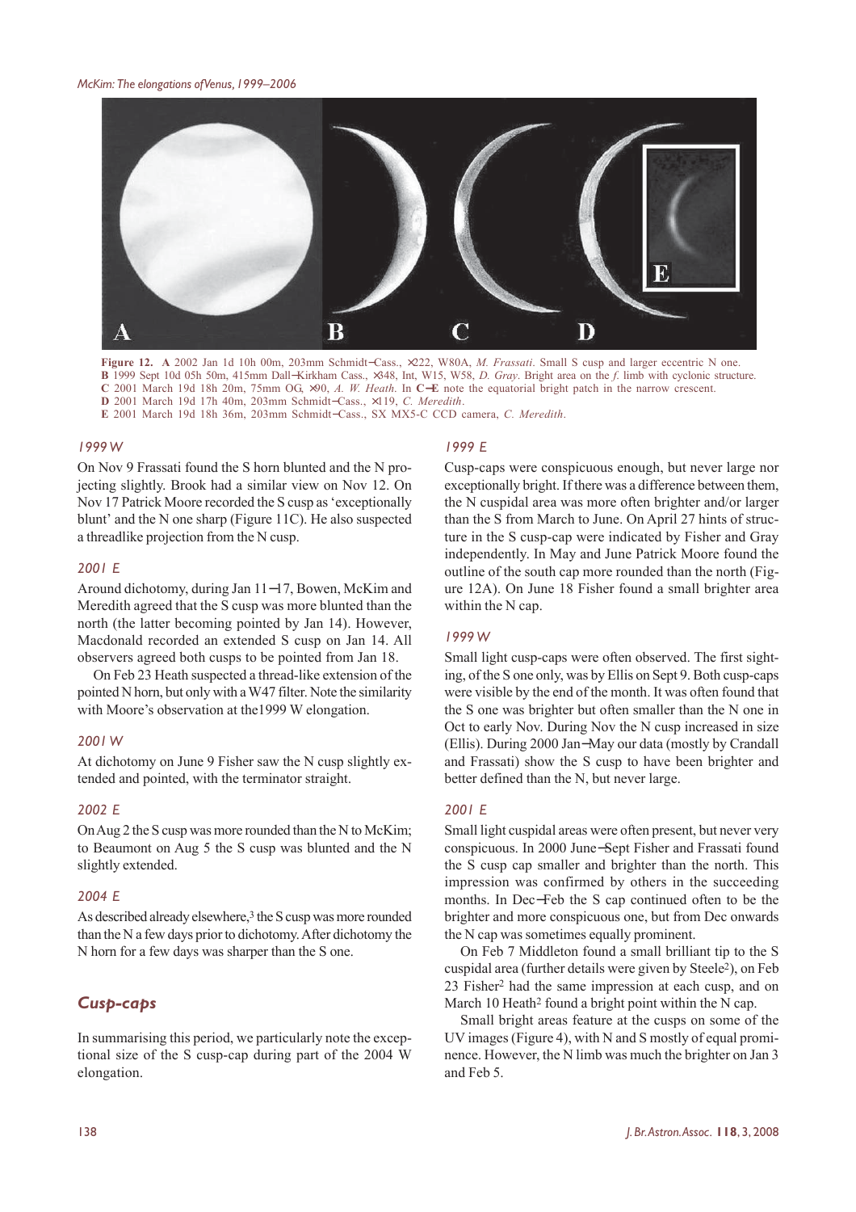**Figure 12.** **A** 2002 Jan 1d 10h 00m, 203mm Schmidt–Cass., ×222, W80A, *M. Frassati*. Small S cusp and larger eccentric N one.
**B** 1999 Sept 10d 05h 50m, 415mm Dall–Kirkham Cass., ×348, Int, W15, W58, *D. Gray*. Bright area on the *f.* limb with cyclonic structure.
**C** 2001 March 19d 18h 20m, 75mm OG, ×90, *A. W. Heath*. In **C–E** note the equatorial bright patch in the narrow crescent.
**D** 2001 March 19d 17h 40m, 203mm Schmidt–Cass., ×119, *C. Meredith*.
**E** 2001 March 19d 18h 36m, 203mm Schmidt–Cass., SX MX5-C CCD camera, *C. Meredith*.

### *1999 W*

On Nov 9 Frassati found the S horn blunted and the N projecting slightly. Brook had a similar view on Nov 12. On Nov 17 Patrick Moore recorded the S cusp as 'exceptionally blunt' and the N one sharp (Figure 11C). He also suspected a threadlike projection from the N cusp.

### *2001 E*

Around dichotomy, during Jan 11–17, Bowen, McKim and Meredith agreed that the S cusp was more blunted than the north (the latter becoming pointed by Jan 14). However, Macdonald recorded an extended S cusp on Jan 14. All observers agreed both cusps to be pointed from Jan 18.

On Feb 23 Heath suspected a thread-like extension of the pointed N horn, but only with a W47 filter. Note the similarity with Moore's observation at the1999 W elongation.

### *2001 W*

At dichotomy on June 9 Fisher saw the N cusp slightly extended and pointed, with the terminator straight.

### *2002 E*

On Aug 2 the S cusp was more rounded than the N to McKim; to Beaumont on Aug 5 the S cusp was blunted and the N slightly extended.

### *2004 E*

As described already elsewhere,[3] the S cusp was more rounded than the N a few days prior to dichotomy. After dichotomy the N horn for a few days was sharper than the S one.

## *Cusp-caps*

In summarising this period, we particularly note the exceptional size of the S cusp-cap during part of the 2004 W elongation.

### *1999 E*

Cusp-caps were conspicuous enough, but never large nor exceptionally bright. If there was a difference between them, the N cuspidal area was more often brighter and/or larger than the S from March to June. On April 27 hints of structure in the S cusp-cap were indicated by Fisher and Gray independently. In May and June Patrick Moore found the outline of the south cap more rounded than the north (Figure 12A). On June 18 Fisher found a small brighter area within the N cap.

### *1999 W*

Small light cusp-caps were often observed. The first sighting, of the S one only, was by Ellis on Sept 9. Both cusp-caps were visible by the end of the month. It was often found that the S one was brighter but often smaller than the N one in Oct to early Nov. During Nov the N cusp increased in size (Ellis). During 2000 Jan–May our data (mostly by Crandall and Frassati) show the S cusp to have been brighter and better defined than the N, but never large.

### *2001 E*

Small light cuspidal areas were often present, but never very conspicuous. In 2000 June–Sept Fisher and Frassati found the S cusp cap smaller and brighter than the north. This impression was confirmed by others in the succeeding months. In Dec–Feb the S cap continued often to be the brighter and more conspicuous one, but from Dec onwards the N cap was sometimes equally prominent.

On Feb 7 Middleton found a small brilliant tip to the S cuspidal area (further details were given by Steele[2]), on Feb 23 Fisher[2] had the same impression at each cusp, and on March 10 Heath[2] found a bright point within the N cap.

Small bright areas feature at the cusps on some of the UV images (Figure 4), with N and S mostly of equal prominence. However, the N limb was much the brighter on Jan 3 and Feb 5.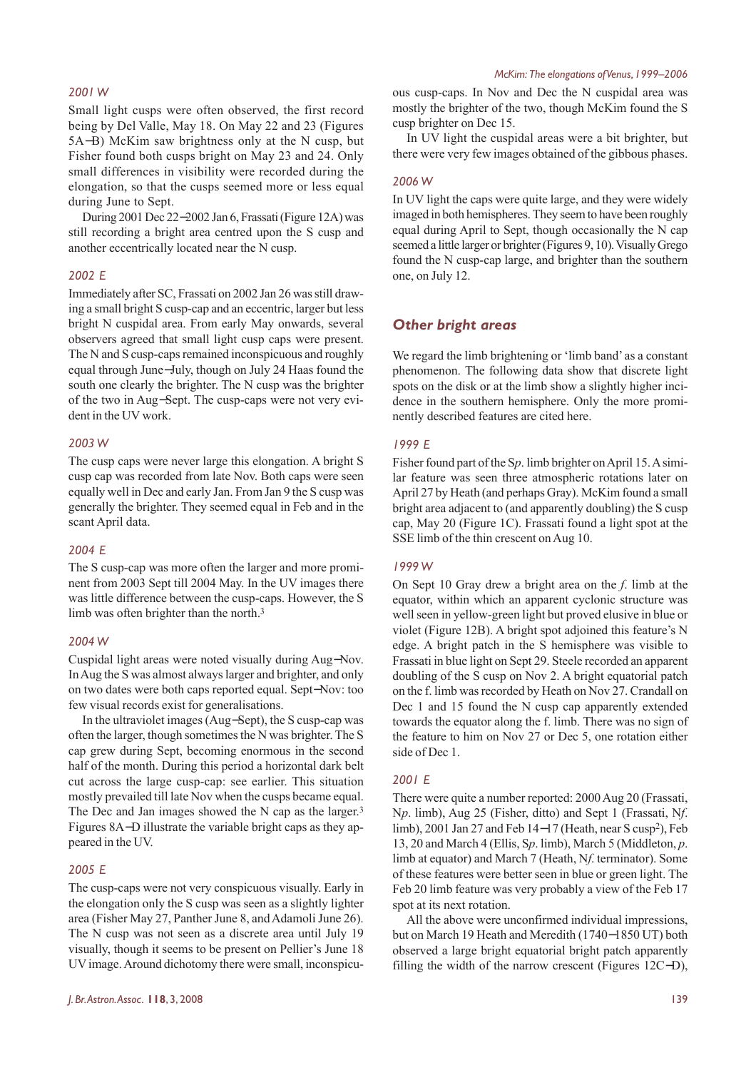### *2001 W*

Small light cusps were often observed, the first record being by Del Valle, May 18. On May 22 and 23 (Figures 5A–B) McKim saw brightness only at the N cusp, but Fisher found both cusps bright on May 23 and 24. Only small differences in visibility were recorded during the elongation, so that the cusps seemed more or less equal during June to Sept.

During 2001 Dec 22–2002 Jan 6, Frassati (Figure 12A) was still recording a bright area centred upon the S cusp and another eccentrically located near the N cusp.

### *2002 E*

Immediately after SC, Frassati on 2002 Jan 26 was still drawing a small bright S cusp-cap and an eccentric, larger but less bright N cuspidal area. From early May onwards, several observers agreed that small light cusp caps were present. The N and S cusp-caps remained inconspicuous and roughly equal through June–July, though on July 24 Haas found the south one clearly the brighter. The N cusp was the brighter of the two in Aug–Sept. The cusp-caps were not very evident in the UV work.

### *2003 W*

The cusp caps were never large this elongation. A bright S cusp cap was recorded from late Nov. Both caps were seen equally well in Dec and early Jan. From Jan 9 the S cusp was generally the brighter. They seemed equal in Feb and in the scant April data.

### *2004 E*

The S cusp-cap was more often the larger and more prominent from 2003 Sept till 2004 May. In the UV images there was little difference between the cusp-caps. However, the S limb was often brighter than the north.[3]

### *2004 W*

Cuspidal light areas were noted visually during Aug–Nov. In Aug the S was almost always larger and brighter, and only on two dates were both caps reported equal. Sept–Nov: too few visual records exist for generalisations.

In the ultraviolet images (Aug–Sept), the S cusp-cap was often the larger, though sometimes the N was brighter. The S cap grew during Sept, becoming enormous in the second half of the month. During this period a horizontal dark belt cut across the large cusp-cap: see earlier. This situation mostly prevailed till late Nov when the cusps became equal. The Dec and Jan images showed the N cap as the larger.[3] Figures 8A–D illustrate the variable bright caps as they appeared in the UV.

### *2005 E*

The cusp-caps were not very conspicuous visually. Early in the elongation only the S cusp was seen as a slightly lighter area (Fisher May 27, Panther June 8, and Adamoli June 26). The N cusp was not seen as a discrete area until July 19 visually, though it seems to be present on Pellier's June 18 UV image. Around dichotomy there were small, inconspicuous cusp-caps. In Nov and Dec the N cuspidal area was mostly the brighter of the two, though McKim found the S cusp brighter on Dec 15.

In UV light the cuspidal areas were a bit brighter, but there were very few images obtained of the gibbous phases.

### *2006 W*

In UV light the caps were quite large, and they were widely imaged in both hemispheres. They seem to have been roughly equal during April to Sept, though occasionally the N cap seemed a little larger or brighter (Figures 9, 10). Visually Grego found the N cusp-cap large, and brighter than the southern one, on July 12.

## *Other bright areas*

We regard the limb brightening or 'limb band' as a constant phenomenon. The following data show that discrete light spots on the disk or at the limb show a slightly higher incidence in the southern hemisphere. Only the more prominently described features are cited here.

### *1999 E*

Fisher found part of the S*p*. limb brighter on April 15. A similar feature was seen three atmospheric rotations later on April 27 by Heath (and perhaps Gray). McKim found a small bright area adjacent to (and apparently doubling) the S cusp cap, May 20 (Figure 1C). Frassati found a light spot at the SSE limb of the thin crescent on Aug 10.

### *1999 W*

On Sept 10 Gray drew a bright area on the *f*. limb at the equator, within which an apparent cyclonic structure was well seen in yellow-green light but proved elusive in blue or violet (Figure 12B). A bright spot adjoined this feature's N edge. A bright patch in the S hemisphere was visible to Frassati in blue light on Sept 29. Steele recorded an apparent doubling of the S cusp on Nov 2. A bright equatorial patch on the f. limb was recorded by Heath on Nov 27. Crandall on Dec 1 and 15 found the N cusp cap apparently extended towards the equator along the f. limb. There was no sign of the feature to him on Nov 27 or Dec 5, one rotation either side of Dec 1.

### *2001 E*

There were quite a number reported: 2000 Aug 20 (Frassati, N*p*. limb), Aug 25 (Fisher, ditto) and Sept 1 (Frassati, N*f*. limb), 2001 Jan 27 and Feb 14–17 (Heath, near S cusp[2]), Feb 13, 20 and March 4 (Ellis, S*p*. limb), March 5 (Middleton, *p*. limb at equator) and March 7 (Heath, N*f*. terminator). Some of these features were better seen in blue or green light. The Feb 20 limb feature was very probably a view of the Feb 17 spot at its next rotation.

All the above were unconfirmed individual impressions, but on March 19 Heath and Meredith (1740–1850 UT) both observed a large bright equatorial bright patch apparently filling the width of the narrow crescent (Figures 12C–D),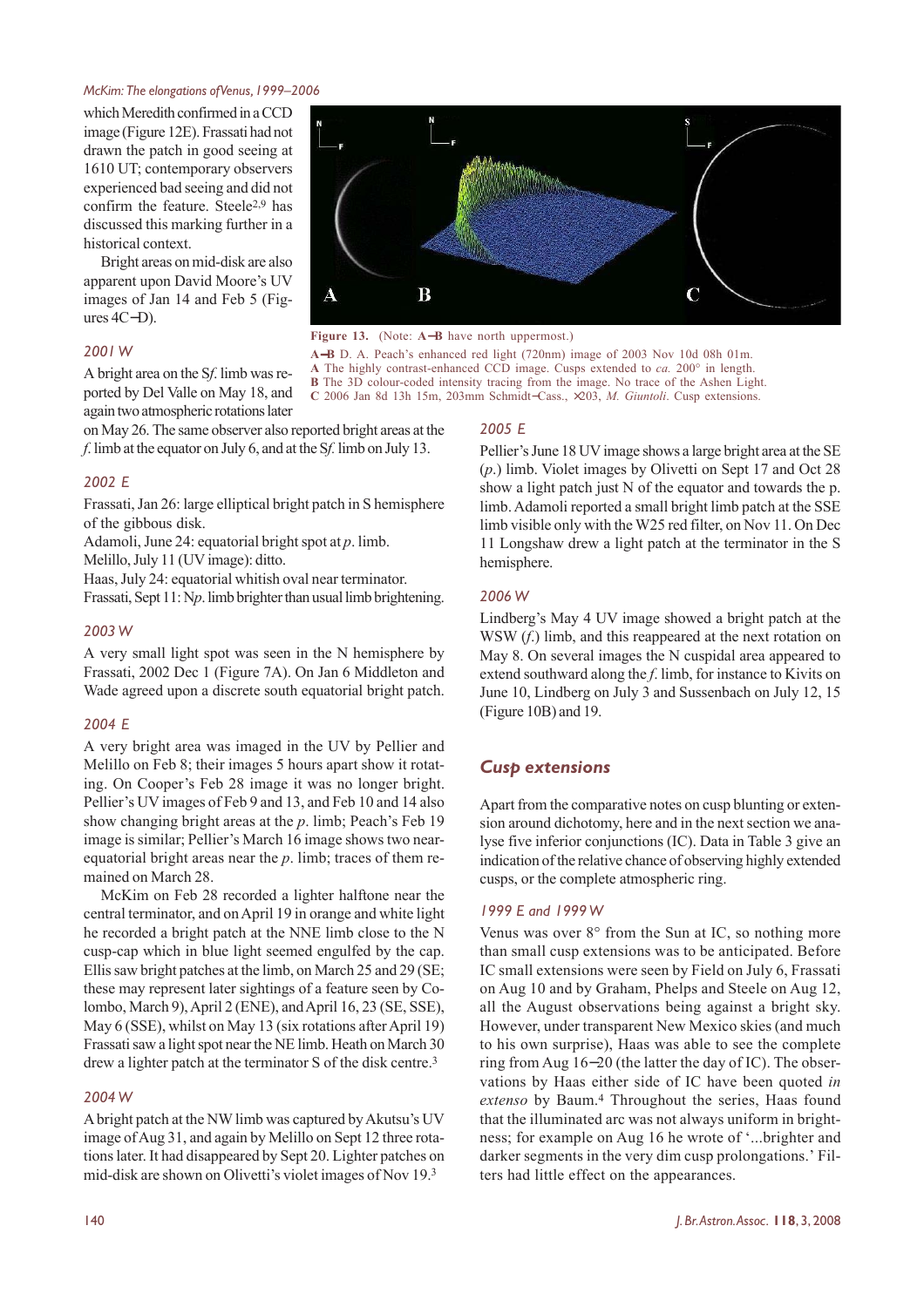which Meredith confirmed in a CCD image (Figure 12E). Frassati had not drawn the patch in good seeing at 1610 UT; contemporary observers experienced bad seeing and did not confirm the feature. Steele[2,9] has discussed this marking further in a historical context.

Bright areas on mid-disk are also apparent upon David Moore's UV images of Jan 14 and Feb 5 (Figures 4C–D).

**Figure 13.** (Note: **A–B** have north uppermost.)
**A–B** D. A. Peach's enhanced red light (720nm) image of 2003 Nov 10d 08h 01m.
**A** The highly contrast-enhanced CCD image. Cusps extended to *ca.* 200° in length.
**B** The 3D colour-coded intensity tracing from the image. No trace of the Ashen Light.
**C** 2006 Jan 8d 13h 15m, 203mm Schmidt–Cass., ×203, *M. Giuntoli*. Cusp extensions.

### 2001 W

A bright area on the S*f.* limb was reported by Del Valle on May 18, and again two atmospheric rotations later on May 26. The same observer also reported bright areas at the *f.* limb at the equator on July 6, and at the S*f.* limb on July 13.

### 2002 E

Frassati, Jan 26: large elliptical bright patch in S hemisphere of the gibbous disk.
Adamoli, June 24: equatorial bright spot at *p.* limb.
Melillo, July 11 (UV image): ditto.
Haas, July 24: equatorial whitish oval near terminator.
Frassati, Sept 11: N*p.* limb brighter than usual limb brightening.

### 2003 W

A very small light spot was seen in the N hemisphere by Frassati, 2002 Dec 1 (Figure 7A). On Jan 6 Middleton and Wade agreed upon a discrete south equatorial bright patch.

### 2004 E

A very bright area was imaged in the UV by Pellier and Melillo on Feb 8; their images 5 hours apart show it rotating. On Cooper's Feb 28 image it was no longer bright. Pellier's UV images of Feb 9 and 13, and Feb 10 and 14 also show changing bright areas at the *p.* limb; Peach's Feb 19 image is similar; Pellier's March 16 image shows two near-equatorial bright areas near the *p.* limb; traces of them remained on March 28.

McKim on Feb 28 recorded a lighter halftone near the central terminator, and on April 19 in orange and white light he recorded a bright patch at the NNE limb close to the N cusp-cap which in blue light seemed engulfed by the cap. Ellis saw bright patches at the limb, on March 25 and 29 (SE; these may represent later sightings of a feature seen by Colombo, March 9), April 2 (ENE), and April 16, 23 (SE, SSE), May 6 (SSE), whilst on May 13 (six rotations after April 19) Frassati saw a light spot near the NE limb. Heath on March 30 drew a lighter patch at the terminator S of the disk centre.[3]

### 2004 W

A bright patch at the NW limb was captured by Akutsu's UV image of Aug 31, and again by Melillo on Sept 12 three rotations later. It had disappeared by Sept 20. Lighter patches on mid-disk are shown on Olivetti's violet images of Nov 19.[3]

### 2005 E

Pellier's June 18 UV image shows a large bright area at the SE (*p.*) limb. Violet images by Olivetti on Sept 17 and Oct 28 show a light patch just N of the equator and towards the p. limb. Adamoli reported a small bright limb patch at the SSE limb visible only with the W25 red filter, on Nov 11. On Dec 11 Longshaw drew a light patch at the terminator in the S hemisphere.

### 2006 W

Lindberg's May 4 UV image showed a bright patch at the WSW (*f.*) limb, and this reappeared at the next rotation on May 8. On several images the N cuspidal area appeared to extend southward along the *f.* limb, for instance to Kivits on June 10, Lindberg on July 3 and Sussenbach on July 12, 15 (Figure 10B) and 19.

## Cusp extensions

Apart from the comparative notes on cusp blunting or extension around dichotomy, here and in the next section we analyse five inferior conjunctions (IC). Data in Table 3 give an indication of the relative chance of observing highly extended cusps, or the complete atmospheric ring.

### 1999 E and 1999 W

Venus was over 8° from the Sun at IC, so nothing more than small cusp extensions was to be anticipated. Before IC small extensions were seen by Field on July 6, Frassati on Aug 10 and by Graham, Phelps and Steele on Aug 12, all the August observations being against a bright sky. However, under transparent New Mexico skies (and much to his own surprise), Haas was able to see the complete ring from Aug 16–20 (the latter the day of IC). The observations by Haas either side of IC have been quoted *in extenso* by Baum.[4] Throughout the series, Haas found that the illuminated arc was not always uniform in brightness; for example on Aug 16 he wrote of '...brighter and darker segments in the very dim cusp prolongations.' Filters had little effect on the appearances.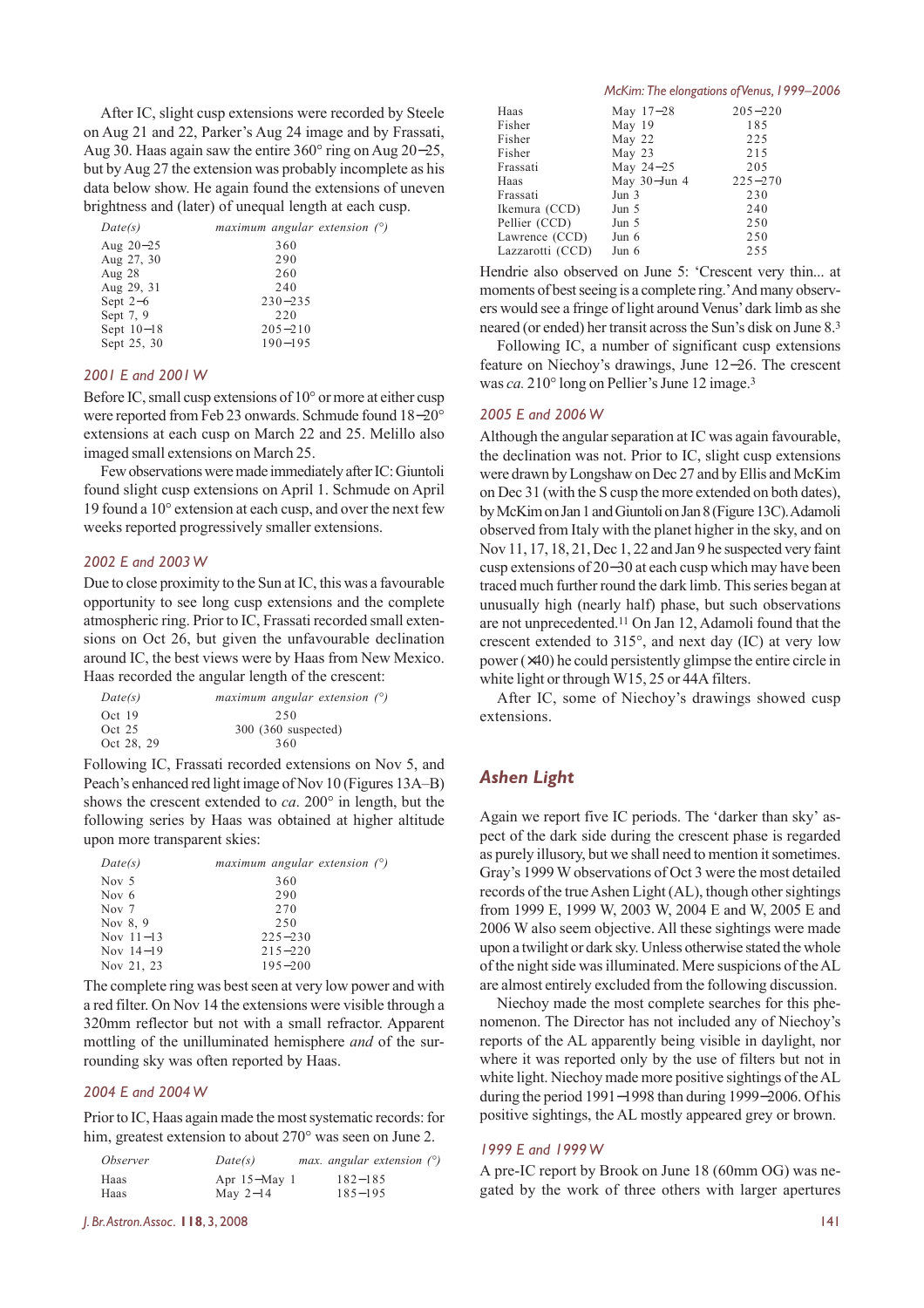After IC, slight cusp extensions were recorded by Steele on Aug 21 and 22, Parker's Aug 24 image and by Frassati, Aug 30. Haas again saw the entire 360° ring on Aug 20–25, but by Aug 27 the extension was probably incomplete as his data below show. He again found the extensions of uneven brightness and (later) of unequal length at each cusp.

| *Date(s)* | *maximum angular extension (°)* |
|---|---|
| Aug 20–25 | 360 |
| Aug 27, 30 | 290 |
| Aug 28 | 260 |
| Aug 29, 31 | 240 |
| Sept 2–6 | 230–235 |
| Sept 7, 9 | 220 |
| Sept 10–18 | 205–210 |
| Sept 25, 30 | 190–195 |

### *2001 E and 2001 W*

Before IC, small cusp extensions of 10° or more at either cusp were reported from Feb 23 onwards. Schmude found 18–20° extensions at each cusp on March 22 and 25. Melillo also imaged small extensions on March 25.

Few observations were made immediately after IC: Giuntoli found slight cusp extensions on April 1. Schmude on April 19 found a 10° extension at each cusp, and over the next few weeks reported progressively smaller extensions.

### *2002 E and 2003 W*

Due to close proximity to the Sun at IC, this was a favourable opportunity to see long cusp extensions and the complete atmospheric ring. Prior to IC, Frassati recorded small extensions on Oct 26, but given the unfavourable declination around IC, the best views were by Haas from New Mexico. Haas recorded the angular length of the crescent:

| *Date(s)* | *maximum angular extension (°)* |
|---|---|
| Oct 19 | 250 |
| Oct 25 | 300 (360 suspected) |
| Oct 28, 29 | 360 |

Following IC, Frassati recorded extensions on Nov 5, and Peach's enhanced red light image of Nov 10 (Figures 13A–B) shows the crescent extended to *ca*. 200° in length, but the following series by Haas was obtained at higher altitude upon more transparent skies:

| *Date(s)* | *maximum angular extension (°)* |
|---|---|
| Nov 5 | 360 |
| Nov 6 | 290 |
| Nov 7 | 270 |
| Nov 8, 9 | 250 |
| Nov 11–13 | 225–230 |
| Nov 14–19 | 215–220 |
| Nov 21, 23 | 195–200 |

The complete ring was best seen at very low power and with a red filter. On Nov 14 the extensions were visible through a 320mm reflector but not with a small refractor. Apparent mottling of the unilluminated hemisphere *and* of the surrounding sky was often reported by Haas.

### *2004 E and 2004 W*

Prior to IC, Haas again made the most systematic records: for him, greatest extension to about 270° was seen on June 2.

| *Observer* | *Date(s)* | *max. angular extension (°)* |
|---|---|---|
| Haas | Apr 15–May 1 | 182–185 |
| Haas | May 2–14 | 185–195 |
| Haas | May 17–28 | 205–220 |
| Fisher | May 19 | 185 |
| Fisher | May 22 | 225 |
| Fisher | May 23 | 215 |
| Frassati | May 24–25 | 205 |
| Haas | May 30–Jun 4 | 225–270 |
| Frassati | Jun 3 | 230 |
| Ikemura (CCD) | Jun 5 | 240 |
| Pellier (CCD) | Jun 5 | 250 |
| Lawrence (CCD) | Jun 6 | 250 |
| Lazzarotti (CCD) | Jun 6 | 255 |

Hendrie also observed on June 5: 'Crescent very thin... at moments of best seeing is a complete ring.' And many observers would see a fringe of light around Venus' dark limb as she neared (or ended) her transit across the Sun's disk on June 8.[3]

Following IC, a number of significant cusp extensions feature on Niechoy's drawings, June 12–26. The crescent was *ca.* 210° long on Pellier's June 12 image.[3]

### *2005 E and 2006 W*

Although the angular separation at IC was again favourable, the declination was not. Prior to IC, slight cusp extensions were drawn by Longshaw on Dec 27 and by Ellis and McKim on Dec 31 (with the S cusp the more extended on both dates), by McKim on Jan 1 and Giuntoli on Jan 8 (Figure 13C). Adamoli observed from Italy with the planet higher in the sky, and on Nov 11, 17, 18, 21, Dec 1, 22 and Jan 9 he suspected very faint cusp extensions of 20–30 at each cusp which may have been traced much further round the dark limb. This series began at unusually high (nearly half) phase, but such observations are not unprecedented.[11] On Jan 12, Adamoli found that the crescent extended to 315°, and next day (IC) at very low power (×40) he could persistently glimpse the entire circle in white light or through W15, 25 or 44A filters.

After IC, some of Niechoy's drawings showed cusp extensions.

## *Ashen Light*

Again we report five IC periods. The 'darker than sky' aspect of the dark side during the crescent phase is regarded as purely illusory, but we shall need to mention it sometimes. Gray's 1999 W observations of Oct 3 were the most detailed records of the true Ashen Light (AL), though other sightings from 1999 E, 1999 W, 2003 W, 2004 E and W, 2005 E and 2006 W also seem objective. All these sightings were made upon a twilight or dark sky. Unless otherwise stated the whole of the night side was illuminated. Mere suspicions of the AL are almost entirely excluded from the following discussion.

Niechoy made the most complete searches for this phenomenon. The Director has not included any of Niechoy's reports of the AL apparently being visible in daylight, nor where it was reported only by the use of filters but not in white light. Niechoy made more positive sightings of the AL during the period 1991–1998 than during 1999–2006. Of his positive sightings, the AL mostly appeared grey or brown.

### *1999 E and 1999 W*

A pre-IC report by Brook on June 18 (60mm OG) was negated by the work of three others with larger apertures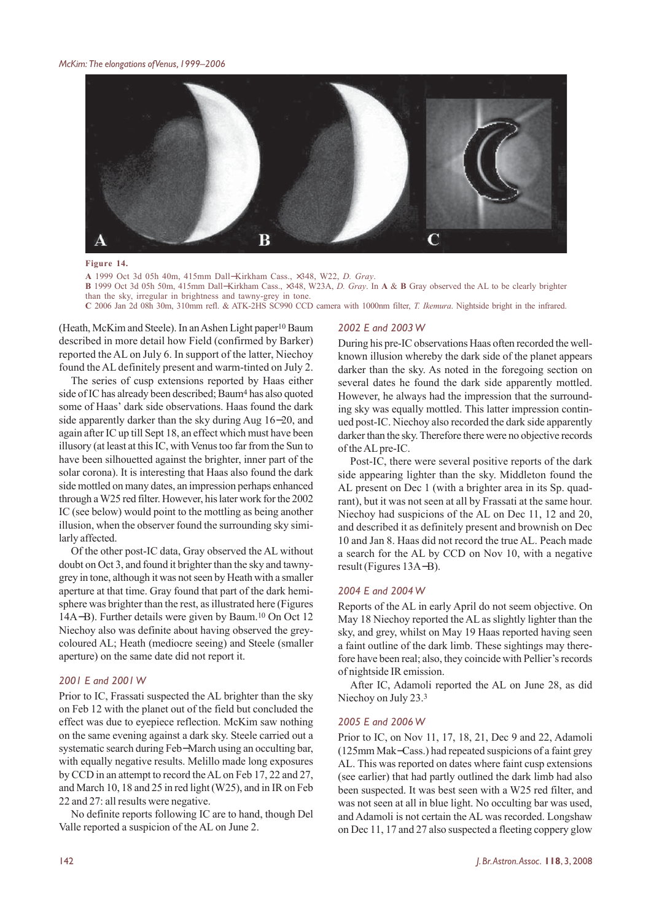**Figure 14.**

**A** 1999 Oct 3d 05h 40m, 415mm Dall–Kirkham Cass., ×348, W22, *D. Gray*.
**B** 1999 Oct 3d 05h 50m, 415mm Dall–Kirkham Cass., ×348, W23A, *D. Gray*. In **A** & **B** Gray observed the AL to be clearly brighter than the sky, irregular in brightness and tawny-grey in tone.
**C** 2006 Jan 2d 08h 30m, 310mm refl. & ATK-2HS SC990 CCD camera with 1000nm filter, *T. Ikemura*. Nightside bright in the infrared.

(Heath, McKim and Steele). In an Ashen Light paper[10] Baum described in more detail how Field (confirmed by Barker) reported the AL on July 6. In support of the latter, Niechoy found the AL definitely present and warm-tinted on July 2.

The series of cusp extensions reported by Haas either side of IC has already been described; Baum[4] has also quoted some of Haas' dark side observations. Haas found the dark side apparently darker than the sky during Aug 16–20, and again after IC up till Sept 18, an effect which must have been illusory (at least at this IC, with Venus too far from the Sun to have been silhouetted against the brighter, inner part of the solar corona). It is interesting that Haas also found the dark side mottled on many dates, an impression perhaps enhanced through a W25 red filter. However, his later work for the 2002 IC (see below) would point to the mottling as being another illusion, when the observer found the surrounding sky similarly affected.

Of the other post-IC data, Gray observed the AL without doubt on Oct 3, and found it brighter than the sky and tawny-grey in tone, although it was not seen by Heath with a smaller aperture at that time. Gray found that part of the dark hemisphere was brighter than the rest, as illustrated here (Figures 14A–B). Further details were given by Baum.[10] On Oct 12 Niechoy also was definite about having observed the grey-coloured AL; Heath (mediocre seeing) and Steele (smaller aperture) on the same date did not report it.

### *2001 E and 2001 W*

Prior to IC, Frassati suspected the AL brighter than the sky on Feb 12 with the planet out of the field but concluded the effect was due to eyepiece reflection. McKim saw nothing on the same evening against a dark sky. Steele carried out a systematic search during Feb–March using an occulting bar, with equally negative results. Melillo made long exposures by CCD in an attempt to record the AL on Feb 17, 22 and 27, and March 10, 18 and 25 in red light (W25), and in IR on Feb 22 and 27: all results were negative.

No definite reports following IC are to hand, though Del Valle reported a suspicion of the AL on June 2.

### *2002 E and 2003 W*

During his pre-IC observations Haas often recorded the well-known illusion whereby the dark side of the planet appears darker than the sky. As noted in the foregoing section on several dates he found the dark side apparently mottled. However, he always had the impression that the surrounding sky was equally mottled. This latter impression continued post-IC. Niechoy also recorded the dark side apparently darker than the sky. Therefore there were no objective records of the AL pre-IC.

Post-IC, there were several positive reports of the dark side appearing lighter than the sky. Middleton found the AL present on Dec 1 (with a brighter area in its Sp. quadrant), but it was not seen at all by Frassati at the same hour. Niechoy had suspicions of the AL on Dec 11, 12 and 20, and described it as definitely present and brownish on Dec 10 and Jan 8. Haas did not record the true AL. Peach made a search for the AL by CCD on Nov 10, with a negative result (Figures 13A–B).

### *2004 E and 2004 W*

Reports of the AL in early April do not seem objective. On May 18 Niechoy reported the AL as slightly lighter than the sky, and grey, whilst on May 19 Haas reported having seen a faint outline of the dark limb. These sightings may therefore have been real; also, they coincide with Pellier's records of nightside IR emission.

After IC, Adamoli reported the AL on June 28, as did Niechoy on July 23.[3]

### *2005 E and 2006 W*

Prior to IC, on Nov 11, 17, 18, 21, Dec 9 and 22, Adamoli (125mm Mak–Cass.) had repeated suspicions of a faint grey AL. This was reported on dates where faint cusp extensions (see earlier) that had partly outlined the dark limb had also been suspected. It was best seen with a W25 red filter, and was not seen at all in blue light. No occulting bar was used, and Adamoli is not certain the AL was recorded. Longshaw on Dec 11, 17 and 27 also suspected a fleeting coppery glow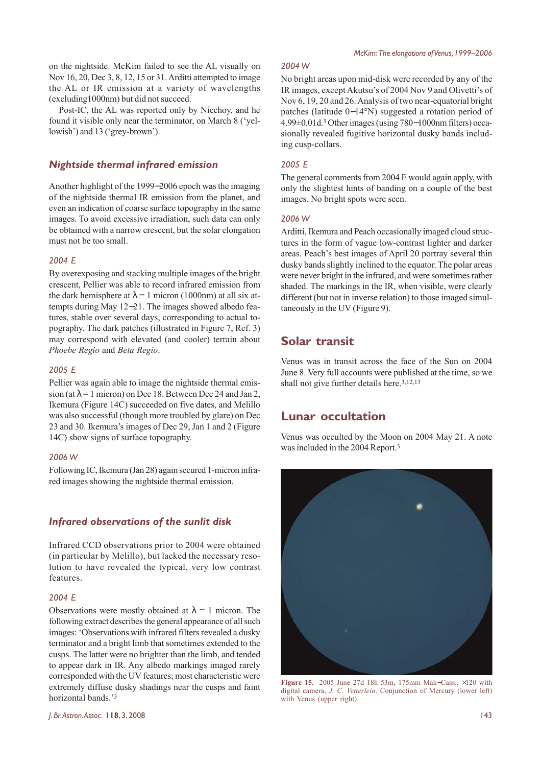on the nightside. McKim failed to see the AL visually on Nov 16, 20, Dec 3, 8, 12, 15 or 31. Arditti attempted to image the AL or IR emission at a variety of wavelengths (excluding1000nm) but did not succeed.

Post-IC, the AL was reported only by Niechoy, and he found it visible only near the terminator, on March 8 ('yellowish') and 13 ('grey-brown').

## *Nightside thermal infrared emission*

Another highlight of the 1999–2006 epoch was the imaging of the nightside thermal IR emission from the planet, and even an indication of coarse surface topography in the same images. To avoid excessive irradiation, such data can only be obtained with a narrow crescent, but the solar elongation must not be too small.

### *2004 E*

By overexposing and stacking multiple images of the bright crescent, Pellier was able to record infrared emission from the dark hemisphere at $\lambda = 1$ micron (1000nm) at all six attempts during May 12–21. The images showed albedo features, stable over several days, corresponding to actual topography. The dark patches (illustrated in Figure 7, Ref. 3) may correspond with elevated (and cooler) terrain about *Phoebe Regio* and *Beta Regio*.

### *2005 E*

Pellier was again able to image the nightside thermal emission (at $\lambda = 1$ micron) on Dec 18. Between Dec 24 and Jan 2, Ikemura (Figure 14C) succeeded on five dates, and Melillo was also successful (though more troubled by glare) on Dec 23 and 30. Ikemura's images of Dec 29, Jan 1 and 2 (Figure 14C) show signs of surface topography.

### *2006 W*

Following IC, Ikemura (Jan 28) again secured 1-micron infrared images showing the nightside thermal emission.

## *Infrared observations of the sunlit disk*

Infrared CCD observations prior to 2004 were obtained (in particular by Melillo), but lacked the necessary resolution to have revealed the typical, very low contrast features.

### *2004 E*

Observations were mostly obtained at $\lambda = 1$ micron. The following extract describes the general appearance of all such images: 'Observations with infrared filters revealed a dusky terminator and a bright limb that sometimes extended to the cusps. The latter were no brighter than the limb, and tended to appear dark in IR. Any albedo markings imaged rarely corresponded with the UV features; most characteristic were extremely diffuse dusky shadings near the cusps and faint horizontal bands.'[3]

### *2004 W*

No bright areas upon mid-disk were recorded by any of the IR images, except Akutsu's of 2004 Nov 9 and Olivetti's of Nov 6, 19, 20 and 26. Analysis of two near-equatorial bright patches (latitude 0–14°N) suggested a rotation period of 4.99±0.01d.[3] Other images (using 780–1000nm filters) occasionally revealed fugitive horizontal dusky bands including cusp-collars.

### *2005 E*

The general comments from 2004 E would again apply, with only the slightest hints of banding on a couple of the best images. No bright spots were seen.

### *2006 W*

Arditti, Ikemura and Peach occasionally imaged cloud structures in the form of vague low-contrast lighter and darker areas. Peach's best images of April 20 portray several thin dusky bands slightly inclined to the equator. The polar areas were never bright in the infrared, and were sometimes rather shaded. The markings in the IR, when visible, were clearly different (but not in inverse relation) to those imaged simultaneously in the UV (Figure 9).

## Solar transit

Venus was in transit across the face of the Sun on 2004 June 8. Very full accounts were published at the time, so we shall not give further details here.[3,12,13]

## Lunar occultation

Venus was occulted by the Moon on 2004 May 21. A note was included in the 2004 Report.[3]

**Figure 15.** 2005 June 27d 18h 53m, 175mm Mak–Cass., ×120 with digital camera, *J. C. Vetterlein*. Conjunction of Mercury (lower left) with Venus (upper right).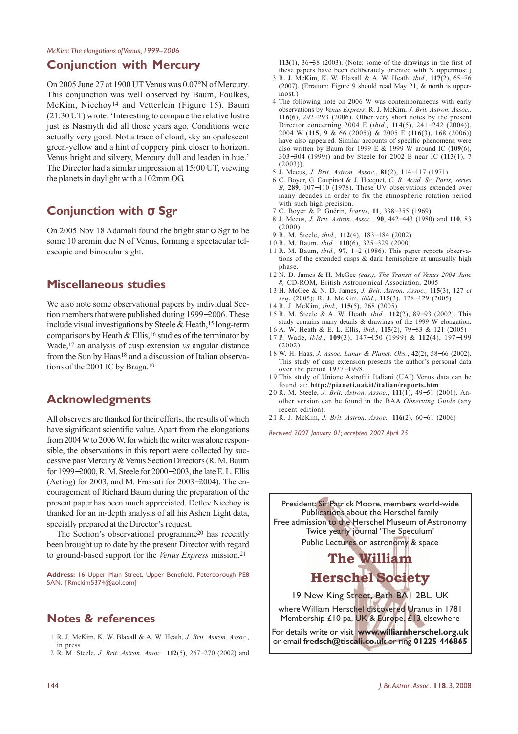## Conjunction with Mercury

On 2005 June 27 at 1900 UT Venus was 0.07°N of Mercury. This conjunction was well observed by Baum, Foulkes, McKim, Niechoy[14] and Vetterlein (Figure 15). Baum (21:30 UT) wrote: 'Interesting to compare the relative lustre just as Nasmyth did all those years ago. Conditions were actually very good. Not a trace of cloud, sky an opalescent green-yellow and a hint of coppery pink closer to horizon. Venus bright and silvery, Mercury dull and leaden in hue.' The Director had a similar impression at 15:00 UT, viewing the planets in daylight with a 102mm OG.

## Conjunction with σ Sgr

On 2005 Nov 18 Adamoli found the bright star σ Sgr to be some 10 arcmin due N of Venus, forming a spectacular telescopic and binocular sight.

## Miscellaneous studies

We also note some observational papers by individual Section members that were published during 1999–2006. These include visual investigations by Steele & Heath,[15] long-term comparisons by Heath & Ellis,[16] studies of the terminator by Wade,[17] an analysis of cusp extension *vs* angular distance from the Sun by Haas[18] and a discussion of Italian observations of the 2001 IC by Braga.[19]

## Acknowledgments

All observers are thanked for their efforts, the results of which have significant scientific value. Apart from the elongations from 2004 W to 2006 W, for which the writer was alone responsible, the observations in this report were collected by successive past Mercury & Venus Section Directors (R. M. Baum for 1999–2000, R. M. Steele for 2000–2003, the late E. L. Ellis (Acting) for 2003, and M. Frassati for 2003–2004). The encouragement of Richard Baum during the preparation of the present paper has been much appreciated. Detlev Niechoy is thanked for an in-depth analysis of all his Ashen Light data, specially prepared at the Director's request.

The Section's observational programme[20] has recently been brought up to date by the present Director with regard to ground-based support for the *Venus Express* mission.[21]

**Address:** 16 Upper Main Street, Upper Benefield, Peterborough PE8 5AN. [Rmckim5374@aol.com]

## Notes & references

1. R. J. McKim, K. W. Blaxall & A. W. Heath, *J. Brit. Astron. Assoc.*, in press
2. R. M. Steele, *J. Brit. Astron. Assoc.,* **112**(5), 267–270 (2002) and **113**(1), 36–38 (2003). (Note: some of the drawings in the first of these papers have been deliberately oriented with N uppermost.)
3. R. J. McKim, K. W. Blaxall & A. W. Heath, *ibid.,* **117**(2), 65–76 (2007). (Erratum: Figure 9 should read May 21, & north is uppermost.)
4. The following note on 2006 W was contemporaneous with early observations by *Venus Express*: R. J. McKim, *J. Brit. Astron. Assoc.,* **116**(6), 292–293 (2006). Other very short notes by the present Director concerning 2004 E (*ibid.,* **114**(5), 241–242 (2004)), 2004 W (**115**, 9 & 66 (2005)) & 2005 E (**116**(3), 168 (2006)) have also appeared. Similar accounts of specific phenomena were also written by Baum for 1999 E & 1999 W around IC (**109**(6), 303–304 (1999)) and by Steele for 2002 E near IC (**113**(1), 7 (2003)).
5. J. Meeus, *J. Brit. Astron. Assoc.*, **81**(2), 114–117 (1971)
6. C. Boyer, G. Coupinot & J. Hecquet, *C. R. Acad. Sc. Paris, series B,* **289**, 107–110 (1978). These UV observations extended over many decades in order to fix the atmospheric rotation period with such high precision.
7. C. Boyer & P. Guérin, *Icarus*, **11**, 338–355 (1969)
8. J. Meeus, *J. Brit. Astron. Assoc.,* **90**, 442–443 (1980) and **110**, 83 (2000)
9. R. M. Steele, *ibid.,* **112**(4), 183–184 (2002)
10. R. M. Baum, *ibid.,* **110**(6), 325–329 (2000)
11. R. M. Baum, *ibid.,* **97**, 1–2 (1986). This paper reports observations of the extended cusps & dark hemisphere at unusually high phase.
12. N. D. James & H. McGee *(eds.)*, *The Transit of Venus 2004 June 8,* CD-ROM, British Astronomical Association, 2005
13. H. McGee & N. D. James, *J. Brit. Astron. Assoc.,* **115**(3), 127 *et seq.* (2005); R. J. McKim, *ibid.,* **115**(3), 128–129 (2005)
14. R. J. McKim, *ibid.,* **115**(5), 268 (2005)
15. R. M. Steele & A. W. Heath, *ibid.,* **112**(2), 89–93 (2002). This study contains many details & drawings of the 1999 W elongation.
16. A. W. Heath & E. L. Ellis, *ibid.,* **115**(2), 79–83 & 121 (2005)
17. P. Wade, *ibid.,* **109**(3), 147–150 (1999) & **112**(4), 197–199 (2002)
18. W. H. Haas, *J. Assoc. Lunar & Planet. Obs.*, **42**(2), 58–66 (2002). This study of cusp extension presents the author's personal data over the period 1937–1998.
19. This study of Unione Astrofili Italiani (UAI) Venus data can be found at: **http://pianeti.uai.it/italian/reports.htm**
20. R. M. Steele, *J. Brit. Astron. Assoc.*, **111**(1), 49–51 (2001). Another version can be found in the BAA *Observing Guide* (any recent edition).
21. R. J. McKim, *J. Brit. Astron. Assoc.,* **116**(2), 60–61 (2006)

*Received 2007 January 01; accepted 2007 April 25*

---

President: Sir Patrick Moore, members world-wide
Publications about the Herschel family
Free admission to the Herschel Museum of Astronomy
Twice yearly journal 'The Speculum'
Public Lectures on astronomy & space

**The William Herschel Society**

19 New King Street, Bath BA1 2BL, UK
where William Herschel discovered Uranus in 1781
Membership £10 pa, UK & Europe, £13 elsewhere

For details write or visit **www.williamherschel.org.uk** or email **fredsch@tiscali.co.uk** or ring **01225 446865**